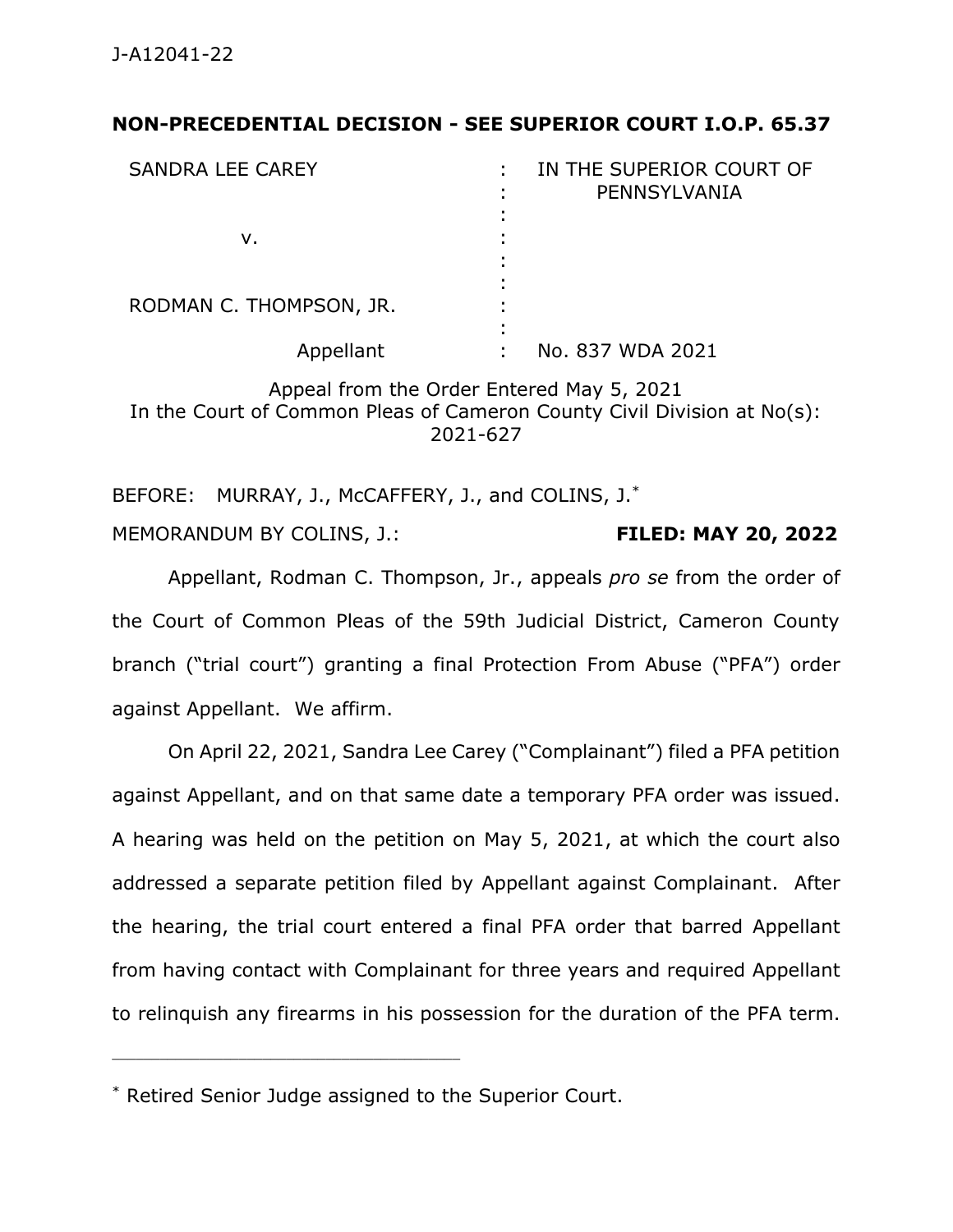**NON-PRECEDENTIAL DECISION - SEE SUPERIOR COURT I.O.P. 65.37**

| | | |
|---|---|---|
| SANDRA LEE CAREY | : | IN THE SUPERIOR COURT OF PENNSYLVANIA |
| v. | : | |
| RODMAN C. THOMPSON, JR. | : | |
| Appellant | : | No. 837 WDA 2021 |

Appeal from the Order Entered May 5, 2021
In the Court of Common Pleas of Cameron County Civil Division at No(s): 2021-627

BEFORE: MURRAY, J., McCAFFERY, J., and COLINS, J.*

MEMORANDUM BY COLINS, J.: **FILED: MAY 20, 2022**

Appellant, Rodman C. Thompson, Jr., appeals *pro se* from the order of the Court of Common Pleas of the 59th Judicial District, Cameron County branch ("trial court") granting a final Protection From Abuse ("PFA") order against Appellant. We affirm.

On April 22, 2021, Sandra Lee Carey ("Complainant") filed a PFA petition against Appellant, and on that same date a temporary PFA order was issued. A hearing was held on the petition on May 5, 2021, at which the court also addressed a separate petition filed by Appellant against Complainant. After the hearing, the trial court entered a final PFA order that barred Appellant from having contact with Complainant for three years and required Appellant to relinquish any firearms in his possession for the duration of the PFA term.

---

* Retired Senior Judge assigned to the Superior Court.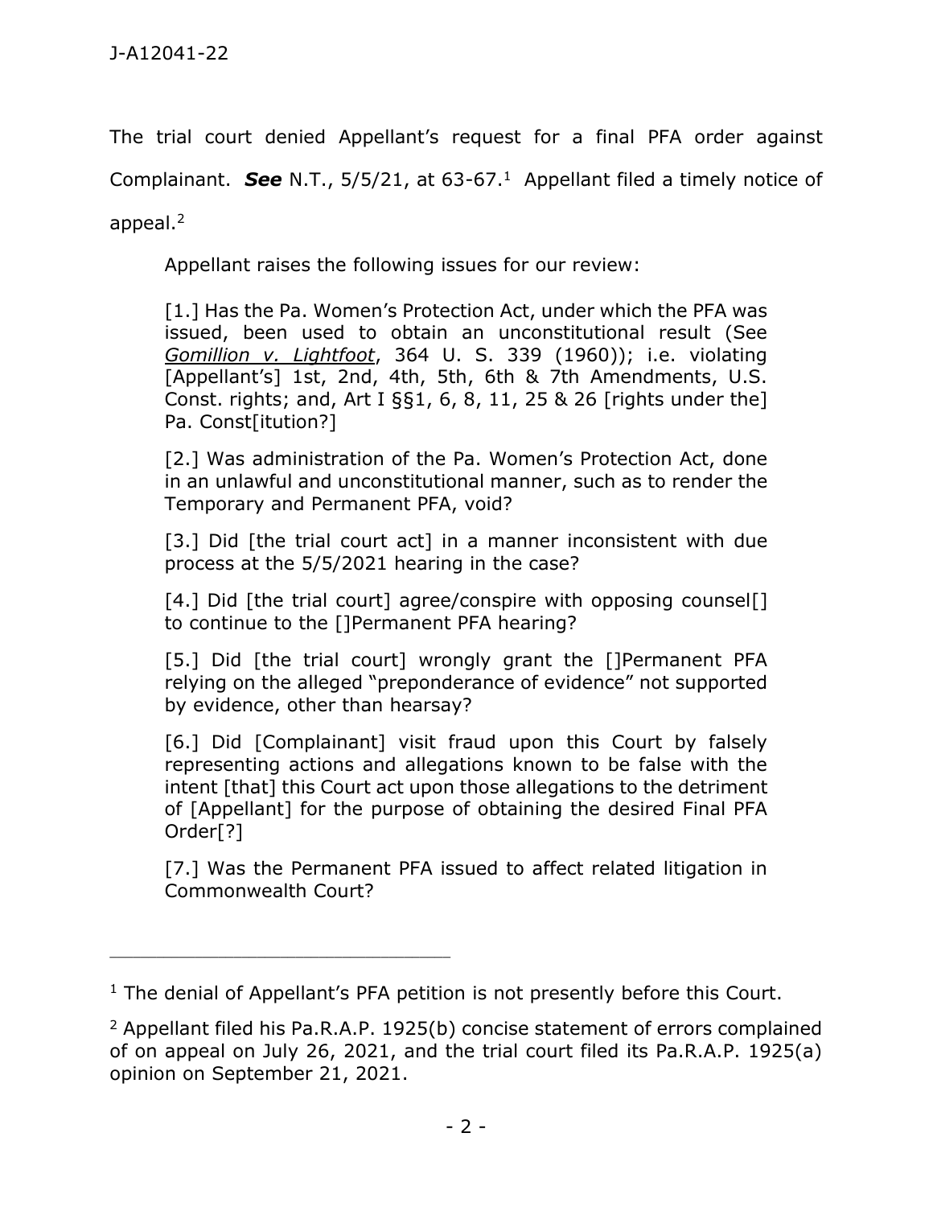The trial court denied Appellant's request for a final PFA order against Complainant. ***See*** N.T., 5/5/21, at 63-67.[1] Appellant filed a timely notice of appeal.[2]

Appellant raises the following issues for our review:

> [1.] Has the Pa. Women's Protection Act, under which the PFA was issued, been used to obtain an unconstitutional result (See *Gomillion v. Lightfoot*, 364 U. S. 339 (1960)); i.e. violating [Appellant's] 1st, 2nd, 4th, 5th, 6th & 7th Amendments, U.S. Const. rights; and, Art I §§1, 6, 8, 11, 25 & 26 [rights under the] Pa. Const[itution?]
>
> [2.] Was administration of the Pa. Women's Protection Act, done in an unlawful and unconstitutional manner, such as to render the Temporary and Permanent PFA, void?
>
> [3.] Did [the trial court act] in a manner inconsistent with due process at the 5/5/2021 hearing in the case?
>
> [4.] Did [the trial court] agree/conspire with opposing counsel[] to continue to the []Permanent PFA hearing?
>
> [5.] Did [the trial court] wrongly grant the []Permanent PFA relying on the alleged "preponderance of evidence" not supported by evidence, other than hearsay?
>
> [6.] Did [Complainant] visit fraud upon this Court by falsely representing actions and allegations known to be false with the intent [that] this Court act upon those allegations to the detriment of [Appellant] for the purpose of obtaining the desired Final PFA Order[?]
>
> [7.] Was the Permanent PFA issued to affect related litigation in Commonwealth Court?

---

[1] The denial of Appellant's PFA petition is not presently before this Court.

[2] Appellant filed his Pa.R.A.P. 1925(b) concise statement of errors complained of on appeal on July 26, 2021, and the trial court filed its Pa.R.A.P. 1925(a) opinion on September 21, 2021.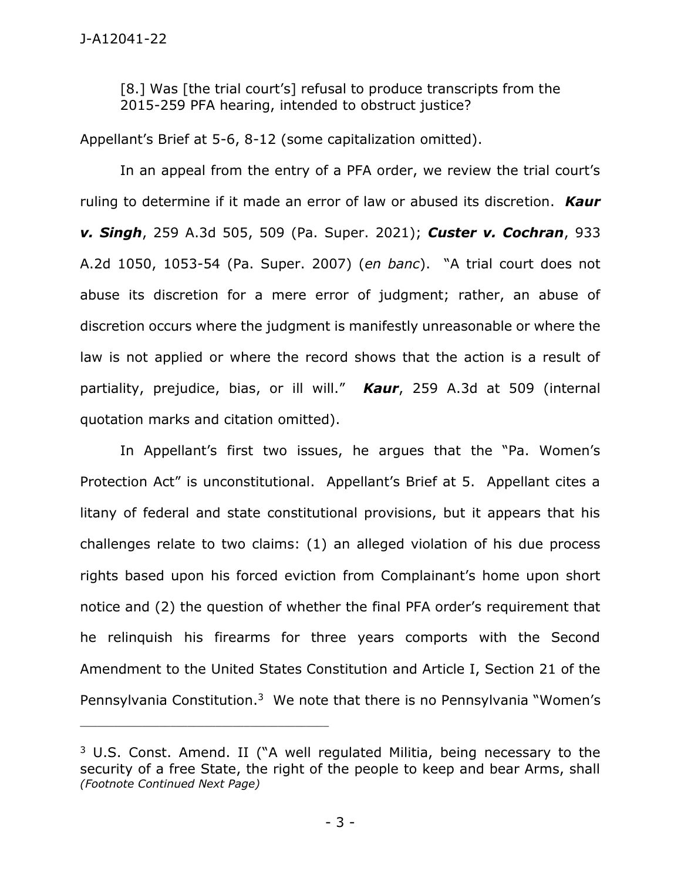[8.] Was [the trial court's] refusal to produce transcripts from the 2015-259 PFA hearing, intended to obstruct justice?

Appellant's Brief at 5-6, 8-12 (some capitalization omitted).

In an appeal from the entry of a PFA order, we review the trial court's ruling to determine if it made an error of law or abused its discretion. ***Kaur v. Singh***, 259 A.3d 505, 509 (Pa. Super. 2021); ***Custer v. Cochran***, 933 A.2d 1050, 1053-54 (Pa. Super. 2007) (*en banc*). "A trial court does not abuse its discretion for a mere error of judgment; rather, an abuse of discretion occurs where the judgment is manifestly unreasonable or where the law is not applied or where the record shows that the action is a result of partiality, prejudice, bias, or ill will." ***Kaur***, 259 A.3d at 509 (internal quotation marks and citation omitted).

In Appellant's first two issues, he argues that the "Pa. Women's Protection Act" is unconstitutional. Appellant's Brief at 5. Appellant cites a litany of federal and state constitutional provisions, but it appears that his challenges relate to two claims: (1) an alleged violation of his due process rights based upon his forced eviction from Complainant's home upon short notice and (2) the question of whether the final PFA order's requirement that he relinquish his firearms for three years comports with the Second Amendment to the United States Constitution and Article I, Section 21 of the Pennsylvania Constitution.[3] We note that there is no Pennsylvania "Women's

---

[3] U.S. Const. Amend. II ("A well regulated Militia, being necessary to the security of a free State, the right of the people to keep and bear Arms, shall *(Footnote Continued Next Page)*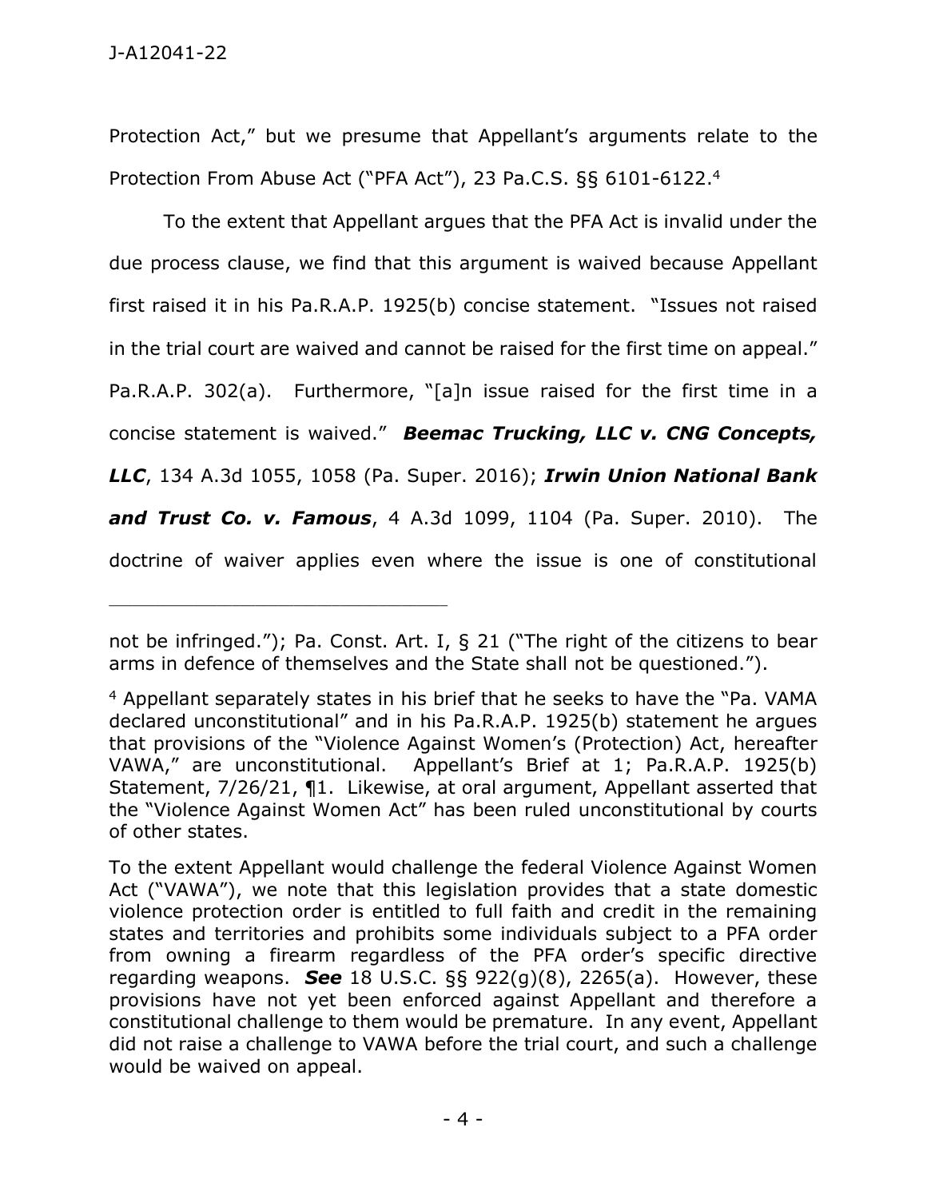Protection Act," but we presume that Appellant's arguments relate to the Protection From Abuse Act ("PFA Act"), 23 Pa.C.S. §§ 6101-6122.[4]

To the extent that Appellant argues that the PFA Act is invalid under the due process clause, we find that this argument is waived because Appellant first raised it in his Pa.R.A.P. 1925(b) concise statement. "Issues not raised in the trial court are waived and cannot be raised for the first time on appeal." Pa.R.A.P. 302(a). Furthermore, "[a]n issue raised for the first time in a concise statement is waived." ***Beemac Trucking, LLC v. CNG Concepts, LLC***, 134 A.3d 1055, 1058 (Pa. Super. 2016); ***Irwin Union National Bank and Trust Co. v. Famous***, 4 A.3d 1099, 1104 (Pa. Super. 2010). The doctrine of waiver applies even where the issue is one of constitutional

---

not be infringed."); Pa. Const. Art. I, § 21 ("The right of the citizens to bear arms in defence of themselves and the State shall not be questioned.").

[4] Appellant separately states in his brief that he seeks to have the "Pa. VAMA declared unconstitutional" and in his Pa.R.A.P. 1925(b) statement he argues that provisions of the "Violence Against Women's (Protection) Act, hereafter VAWA," are unconstitutional. Appellant's Brief at 1; Pa.R.A.P. 1925(b) Statement, 7/26/21, ¶1. Likewise, at oral argument, Appellant asserted that the "Violence Against Women Act" has been ruled unconstitutional by courts of other states.

To the extent Appellant would challenge the federal Violence Against Women Act ("VAWA"), we note that this legislation provides that a state domestic violence protection order is entitled to full faith and credit in the remaining states and territories and prohibits some individuals subject to a PFA order from owning a firearm regardless of the PFA order's specific directive regarding weapons. ***See*** 18 U.S.C. §§ 922(g)(8), 2265(a). However, these provisions have not yet been enforced against Appellant and therefore a constitutional challenge to them would be premature. In any event, Appellant did not raise a challenge to VAWA before the trial court, and such a challenge would be waived on appeal.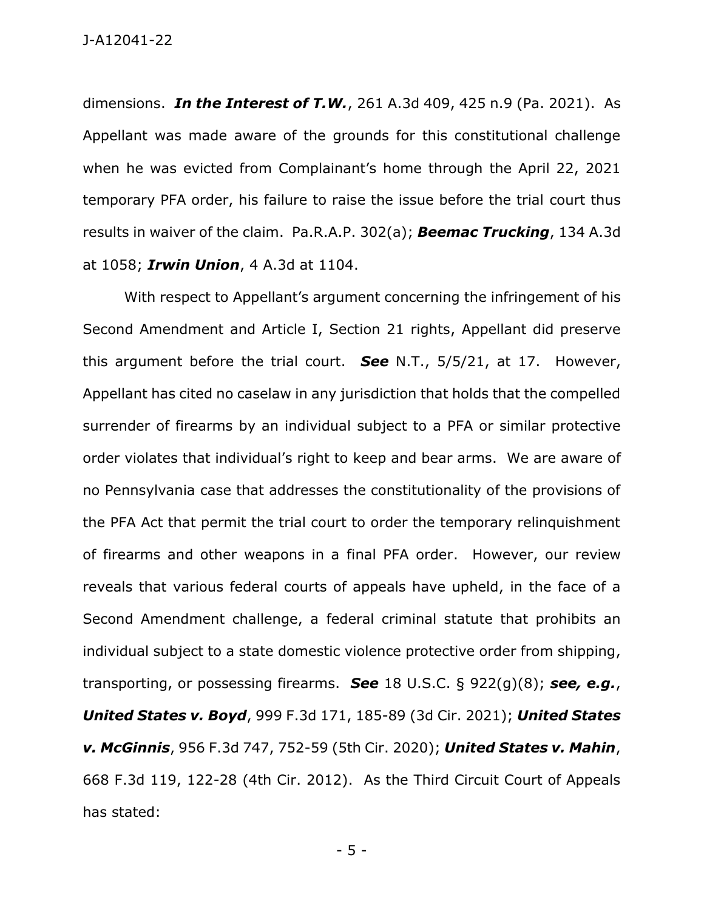dimensions. ***In the Interest of T.W.***, 261 A.3d 409, 425 n.9 (Pa. 2021). As Appellant was made aware of the grounds for this constitutional challenge when he was evicted from Complainant's home through the April 22, 2021 temporary PFA order, his failure to raise the issue before the trial court thus results in waiver of the claim. Pa.R.A.P. 302(a); ***Beemac Trucking***, 134 A.3d at 1058; ***Irwin Union***, 4 A.3d at 1104.

With respect to Appellant's argument concerning the infringement of his Second Amendment and Article I, Section 21 rights, Appellant did preserve this argument before the trial court. ***See*** N.T., 5/5/21, at 17. However, Appellant has cited no caselaw in any jurisdiction that holds that the compelled surrender of firearms by an individual subject to a PFA or similar protective order violates that individual's right to keep and bear arms. We are aware of no Pennsylvania case that addresses the constitutionality of the provisions of the PFA Act that permit the trial court to order the temporary relinquishment of firearms and other weapons in a final PFA order. However, our review reveals that various federal courts of appeals have upheld, in the face of a Second Amendment challenge, a federal criminal statute that prohibits an individual subject to a state domestic violence protective order from shipping, transporting, or possessing firearms. ***See*** 18 U.S.C. § 922(g)(8); ***see, e.g.***, ***United States v. Boyd***, 999 F.3d 171, 185-89 (3d Cir. 2021); ***United States v. McGinnis***, 956 F.3d 747, 752-59 (5th Cir. 2020); ***United States v. Mahin***, 668 F.3d 119, 122-28 (4th Cir. 2012). As the Third Circuit Court of Appeals has stated: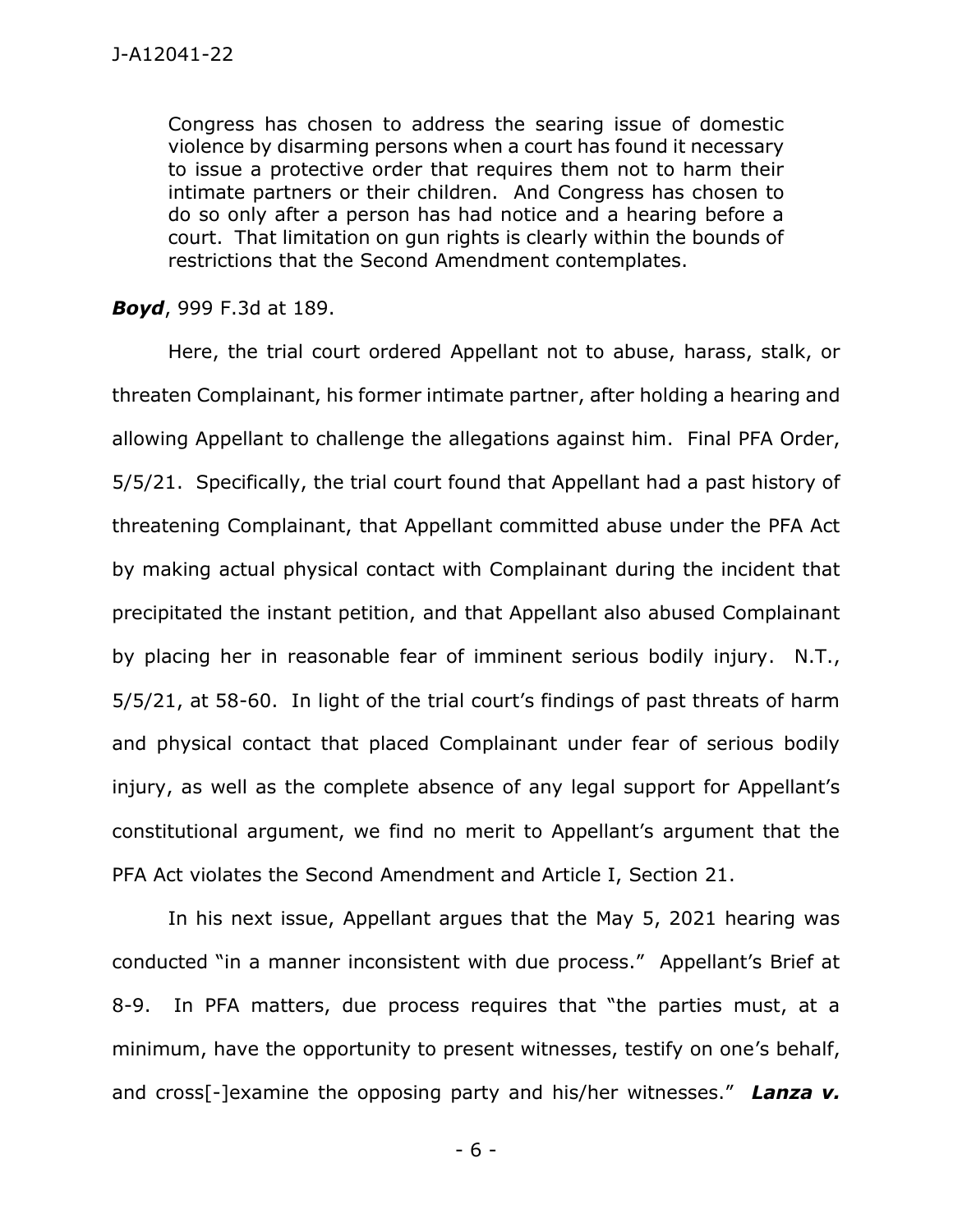> Congress has chosen to address the searing issue of domestic violence by disarming persons when a court has found it necessary to issue a protective order that requires them not to harm their intimate partners or their children. And Congress has chosen to do so only after a person has had notice and a hearing before a court. That limitation on gun rights is clearly within the bounds of restrictions that the Second Amendment contemplates.

***Boyd***, 999 F.3d at 189.

Here, the trial court ordered Appellant not to abuse, harass, stalk, or threaten Complainant, his former intimate partner, after holding a hearing and allowing Appellant to challenge the allegations against him. Final PFA Order, 5/5/21. Specifically, the trial court found that Appellant had a past history of threatening Complainant, that Appellant committed abuse under the PFA Act by making actual physical contact with Complainant during the incident that precipitated the instant petition, and that Appellant also abused Complainant by placing her in reasonable fear of imminent serious bodily injury. N.T., 5/5/21, at 58-60. In light of the trial court's findings of past threats of harm and physical contact that placed Complainant under fear of serious bodily injury, as well as the complete absence of any legal support for Appellant's constitutional argument, we find no merit to Appellant's argument that the PFA Act violates the Second Amendment and Article I, Section 21.

In his next issue, Appellant argues that the May 5, 2021 hearing was conducted "in a manner inconsistent with due process." Appellant's Brief at 8-9. In PFA matters, due process requires that "the parties must, at a minimum, have the opportunity to present witnesses, testify on one's behalf, and cross[-]examine the opposing party and his/her witnesses." ***Lanza v.***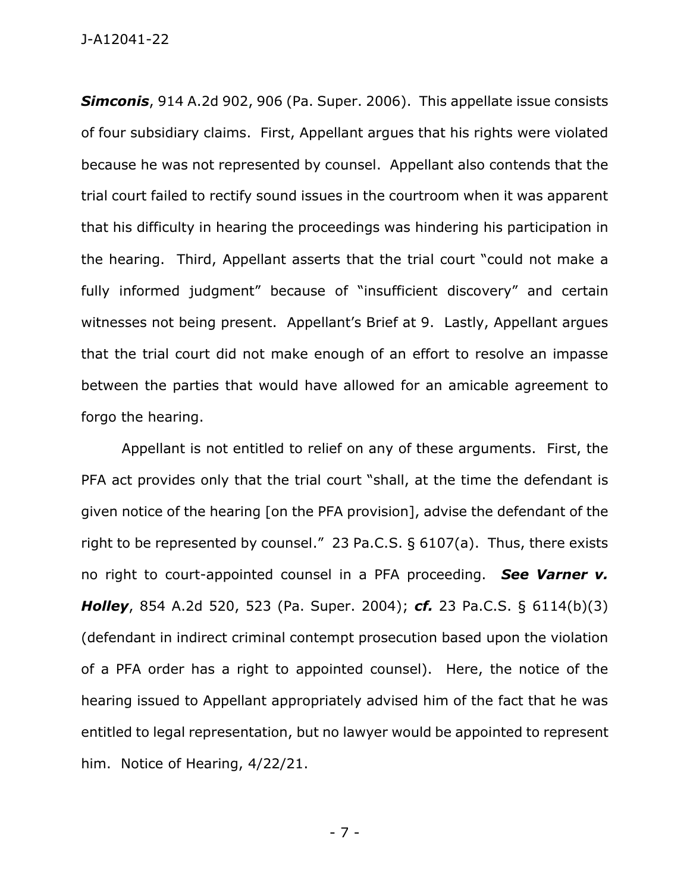***Simconis***, 914 A.2d 902, 906 (Pa. Super. 2006). This appellate issue consists of four subsidiary claims. First, Appellant argues that his rights were violated because he was not represented by counsel. Appellant also contends that the trial court failed to rectify sound issues in the courtroom when it was apparent that his difficulty in hearing the proceedings was hindering his participation in the hearing. Third, Appellant asserts that the trial court "could not make a fully informed judgment" because of "insufficient discovery" and certain witnesses not being present. Appellant's Brief at 9. Lastly, Appellant argues that the trial court did not make enough of an effort to resolve an impasse between the parties that would have allowed for an amicable agreement to forgo the hearing.

Appellant is not entitled to relief on any of these arguments. First, the PFA act provides only that the trial court "shall, at the time the defendant is given notice of the hearing [on the PFA provision], advise the defendant of the right to be represented by counsel." 23 Pa.C.S. § 6107(a). Thus, there exists no right to court-appointed counsel in a PFA proceeding. ***See Varner v. Holley***, 854 A.2d 520, 523 (Pa. Super. 2004); ***cf.*** 23 Pa.C.S. § 6114(b)(3) (defendant in indirect criminal contempt prosecution based upon the violation of a PFA order has a right to appointed counsel). Here, the notice of the hearing issued to Appellant appropriately advised him of the fact that he was entitled to legal representation, but no lawyer would be appointed to represent him. Notice of Hearing, 4/22/21.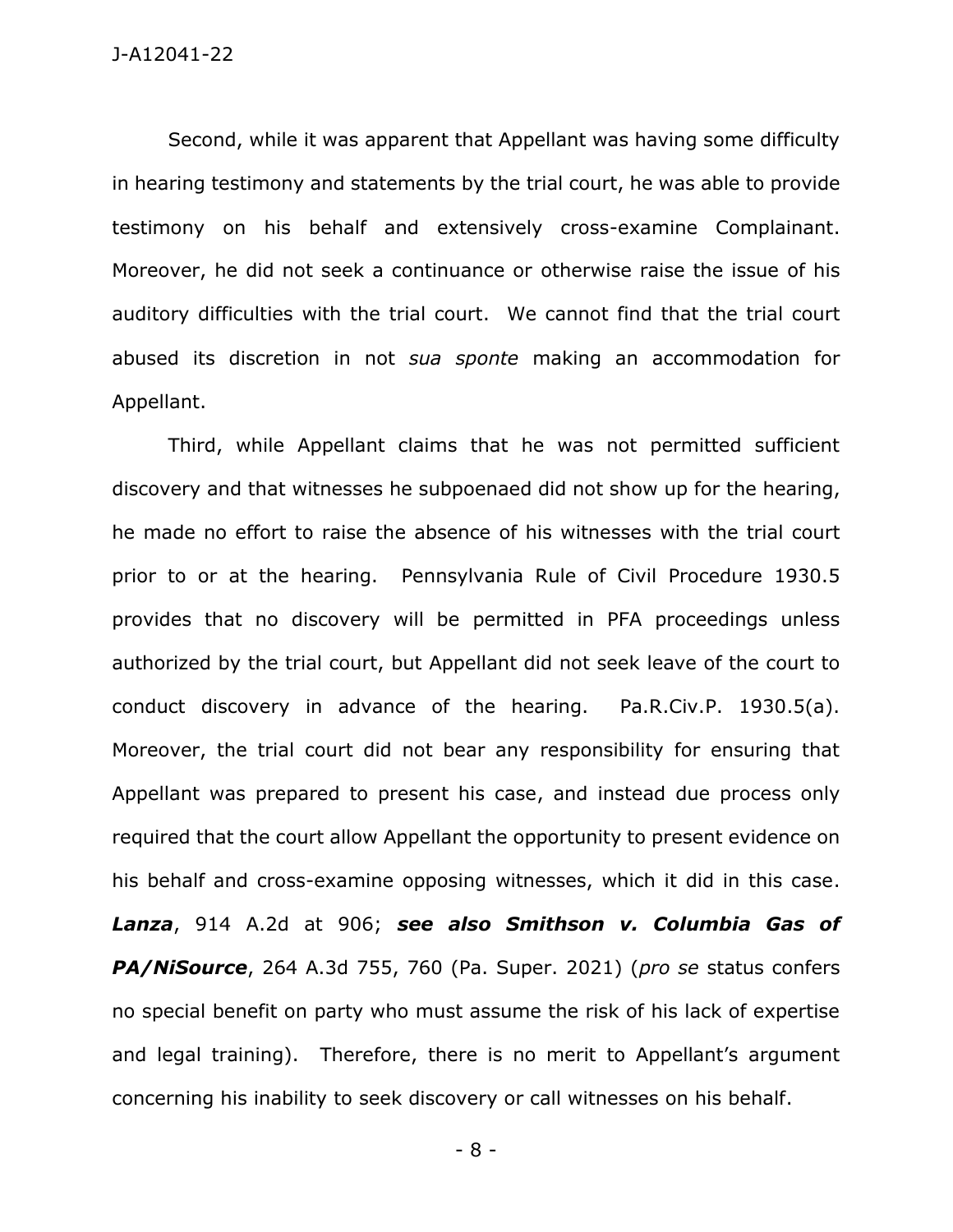Second, while it was apparent that Appellant was having some difficulty in hearing testimony and statements by the trial court, he was able to provide testimony on his behalf and extensively cross-examine Complainant. Moreover, he did not seek a continuance or otherwise raise the issue of his auditory difficulties with the trial court. We cannot find that the trial court abused its discretion in not *sua sponte* making an accommodation for Appellant.

Third, while Appellant claims that he was not permitted sufficient discovery and that witnesses he subpoenaed did not show up for the hearing, he made no effort to raise the absence of his witnesses with the trial court prior to or at the hearing. Pennsylvania Rule of Civil Procedure 1930.5 provides that no discovery will be permitted in PFA proceedings unless authorized by the trial court, but Appellant did not seek leave of the court to conduct discovery in advance of the hearing. Pa.R.Civ.P. 1930.5(a). Moreover, the trial court did not bear any responsibility for ensuring that Appellant was prepared to present his case, and instead due process only required that the court allow Appellant the opportunity to present evidence on his behalf and cross-examine opposing witnesses, which it did in this case. ***Lanza***, 914 A.2d at 906; ***see also Smithson v. Columbia Gas of PA/NiSource***, 264 A.3d 755, 760 (Pa. Super. 2021) (*pro se* status confers no special benefit on party who must assume the risk of his lack of expertise and legal training). Therefore, there is no merit to Appellant's argument concerning his inability to seek discovery or call witnesses on his behalf.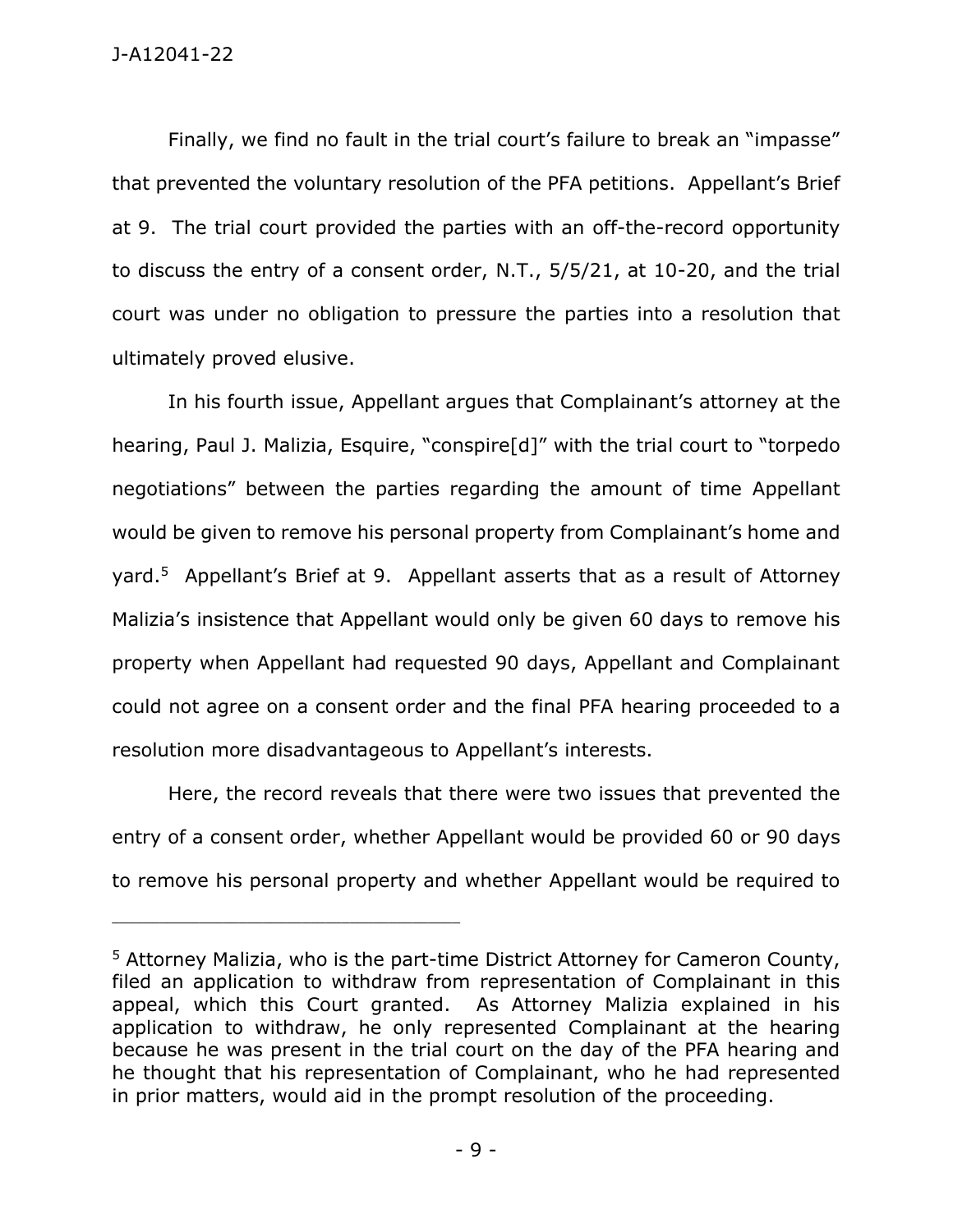Finally, we find no fault in the trial court's failure to break an "impasse" that prevented the voluntary resolution of the PFA petitions. Appellant's Brief at 9. The trial court provided the parties with an off-the-record opportunity to discuss the entry of a consent order, N.T., 5/5/21, at 10-20, and the trial court was under no obligation to pressure the parties into a resolution that ultimately proved elusive.

In his fourth issue, Appellant argues that Complainant's attorney at the hearing, Paul J. Malizia, Esquire, "conspire[d]" with the trial court to "torpedo negotiations" between the parties regarding the amount of time Appellant would be given to remove his personal property from Complainant's home and yard.[5] Appellant's Brief at 9. Appellant asserts that as a result of Attorney Malizia's insistence that Appellant would only be given 60 days to remove his property when Appellant had requested 90 days, Appellant and Complainant could not agree on a consent order and the final PFA hearing proceeded to a resolution more disadvantageous to Appellant's interests.

Here, the record reveals that there were two issues that prevented the entry of a consent order, whether Appellant would be provided 60 or 90 days to remove his personal property and whether Appellant would be required to

---

[5] Attorney Malizia, who is the part-time District Attorney for Cameron County, filed an application to withdraw from representation of Complainant in this appeal, which this Court granted. As Attorney Malizia explained in his application to withdraw, he only represented Complainant at the hearing because he was present in the trial court on the day of the PFA hearing and he thought that his representation of Complainant, who he had represented in prior matters, would aid in the prompt resolution of the proceeding.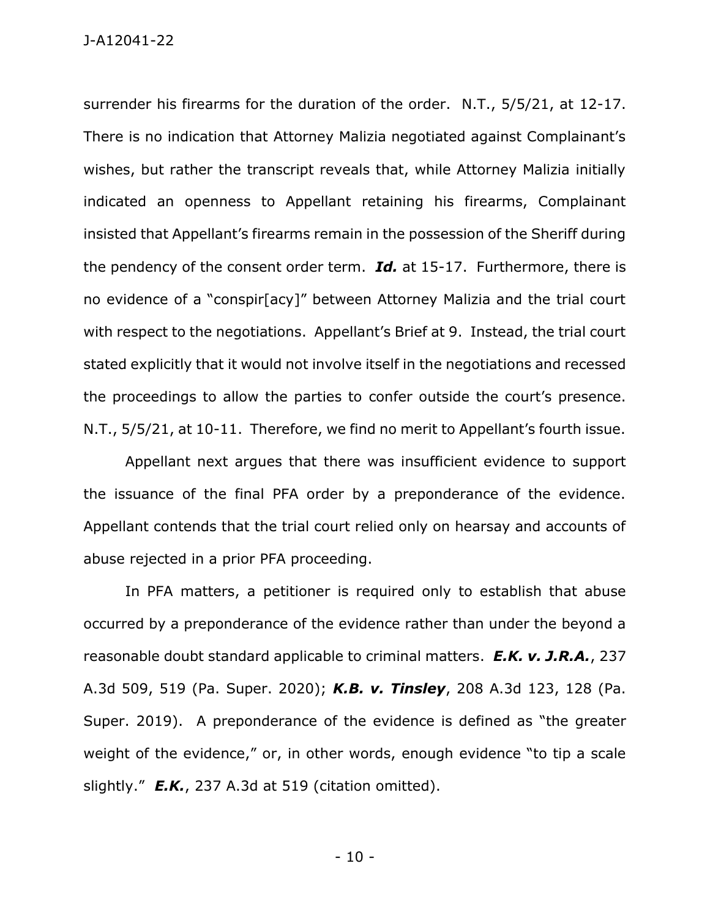surrender his firearms for the duration of the order. N.T., 5/5/21, at 12-17. There is no indication that Attorney Malizia negotiated against Complainant's wishes, but rather the transcript reveals that, while Attorney Malizia initially indicated an openness to Appellant retaining his firearms, Complainant insisted that Appellant's firearms remain in the possession of the Sheriff during the pendency of the consent order term. ***Id.*** at 15-17. Furthermore, there is no evidence of a "conspir[acy]" between Attorney Malizia and the trial court with respect to the negotiations. Appellant's Brief at 9. Instead, the trial court stated explicitly that it would not involve itself in the negotiations and recessed the proceedings to allow the parties to confer outside the court's presence. N.T., 5/5/21, at 10-11. Therefore, we find no merit to Appellant's fourth issue.

Appellant next argues that there was insufficient evidence to support the issuance of the final PFA order by a preponderance of the evidence. Appellant contends that the trial court relied only on hearsay and accounts of abuse rejected in a prior PFA proceeding.

In PFA matters, a petitioner is required only to establish that abuse occurred by a preponderance of the evidence rather than under the beyond a reasonable doubt standard applicable to criminal matters. ***E.K. v. J.R.A.***, 237 A.3d 509, 519 (Pa. Super. 2020); ***K.B. v. Tinsley***, 208 A.3d 123, 128 (Pa. Super. 2019). A preponderance of the evidence is defined as "the greater weight of the evidence," or, in other words, enough evidence "to tip a scale slightly." ***E.K.***, 237 A.3d at 519 (citation omitted).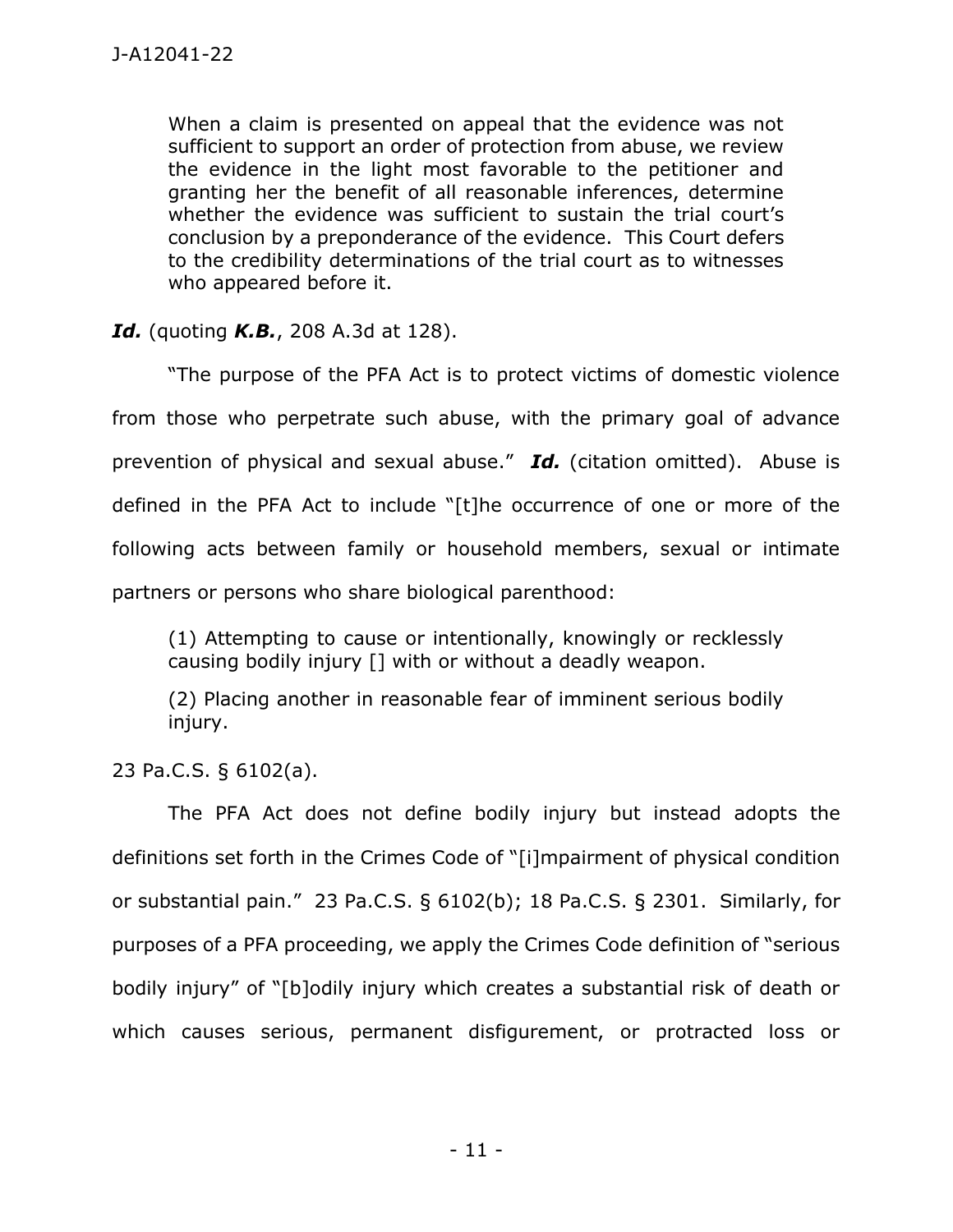> When a claim is presented on appeal that the evidence was not sufficient to support an order of protection from abuse, we review the evidence in the light most favorable to the petitioner and granting her the benefit of all reasonable inferences, determine whether the evidence was sufficient to sustain the trial court's conclusion by a preponderance of the evidence. This Court defers to the credibility determinations of the trial court as to witnesses who appeared before it.

***Id.*** (quoting ***K.B.***, 208 A.3d at 128).

"The purpose of the PFA Act is to protect victims of domestic violence from those who perpetrate such abuse, with the primary goal of advance prevention of physical and sexual abuse." ***Id.*** (citation omitted). Abuse is defined in the PFA Act to include "[t]he occurrence of one or more of the following acts between family or household members, sexual or intimate partners or persons who share biological parenthood:

> (1) Attempting to cause or intentionally, knowingly or recklessly causing bodily injury [] with or without a deadly weapon.
>
> (2) Placing another in reasonable fear of imminent serious bodily injury.

23 Pa.C.S. § 6102(a).

The PFA Act does not define bodily injury but instead adopts the definitions set forth in the Crimes Code of "[i]mpairment of physical condition or substantial pain." 23 Pa.C.S. § 6102(b); 18 Pa.C.S. § 2301. Similarly, for purposes of a PFA proceeding, we apply the Crimes Code definition of "serious bodily injury" of "[b]odily injury which creates a substantial risk of death or which causes serious, permanent disfigurement, or protracted loss or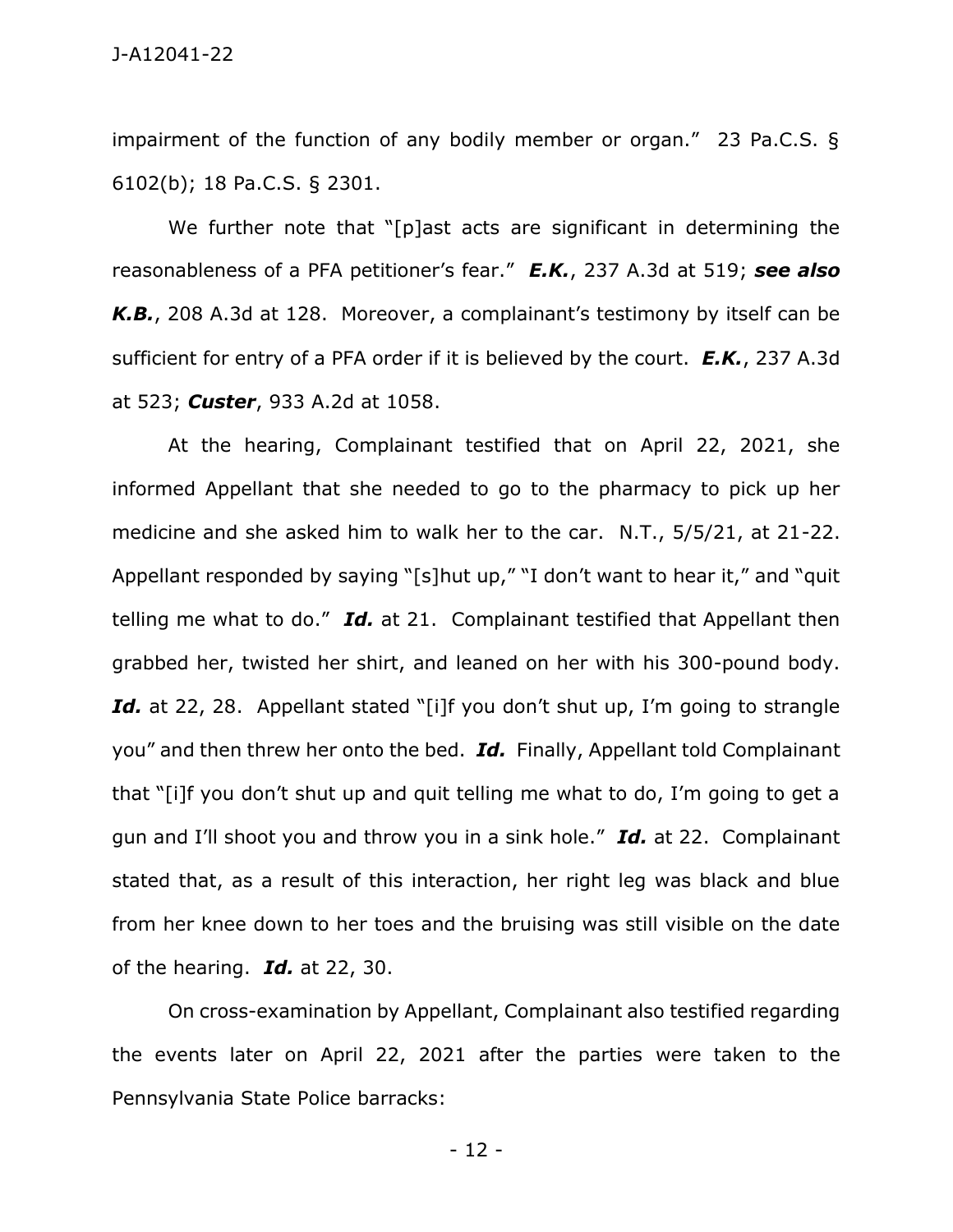impairment of the function of any bodily member or organ." 23 Pa.C.S. § 6102(b); 18 Pa.C.S. § 2301.

We further note that "[p]ast acts are significant in determining the reasonableness of a PFA petitioner's fear." ***E.K.***, 237 A.3d at 519; ***see also K.B.***, 208 A.3d at 128. Moreover, a complainant's testimony by itself can be sufficient for entry of a PFA order if it is believed by the court. ***E.K.***, 237 A.3d at 523; ***Custer***, 933 A.2d at 1058.

At the hearing, Complainant testified that on April 22, 2021, she informed Appellant that she needed to go to the pharmacy to pick up her medicine and she asked him to walk her to the car. N.T., 5/5/21, at 21-22. Appellant responded by saying "[s]hut up," "I don't want to hear it," and "quit telling me what to do." ***Id.*** at 21. Complainant testified that Appellant then grabbed her, twisted her shirt, and leaned on her with his 300-pound body. ***Id.*** at 22, 28. Appellant stated "[i]f you don't shut up, I'm going to strangle you" and then threw her onto the bed. ***Id.*** Finally, Appellant told Complainant that "[i]f you don't shut up and quit telling me what to do, I'm going to get a gun and I'll shoot you and throw you in a sink hole." ***Id.*** at 22. Complainant stated that, as a result of this interaction, her right leg was black and blue from her knee down to her toes and the bruising was still visible on the date of the hearing. ***Id.*** at 22, 30.

On cross-examination by Appellant, Complainant also testified regarding the events later on April 22, 2021 after the parties were taken to the Pennsylvania State Police barracks: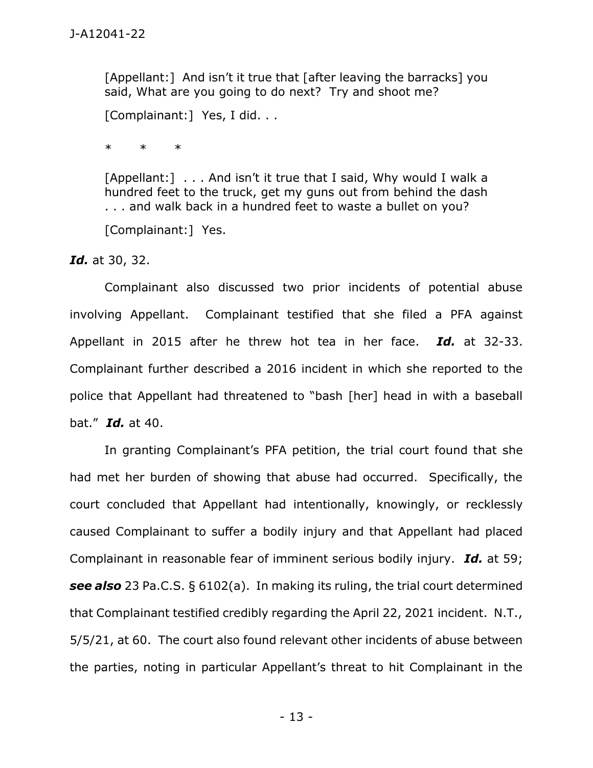> [Appellant:] And isn't it true that [after leaving the barracks] you said, What are you going to do next? Try and shoot me?
>
> [Complainant:] Yes, I did. . .
>
> \* \* \*
>
> [Appellant:] . . . And isn't it true that I said, Why would I walk a hundred feet to the truck, get my guns out from behind the dash . . . and walk back in a hundred feet to waste a bullet on you?
>
> [Complainant:] Yes.

***Id.*** at 30, 32.

Complainant also discussed two prior incidents of potential abuse involving Appellant. Complainant testified that she filed a PFA against Appellant in 2015 after he threw hot tea in her face. ***Id.*** at 32-33. Complainant further described a 2016 incident in which she reported to the police that Appellant had threatened to "bash [her] head in with a baseball bat." ***Id.*** at 40.

In granting Complainant's PFA petition, the trial court found that she had met her burden of showing that abuse had occurred. Specifically, the court concluded that Appellant had intentionally, knowingly, or recklessly caused Complainant to suffer a bodily injury and that Appellant had placed Complainant in reasonable fear of imminent serious bodily injury. ***Id.*** at 59; ***see also*** 23 Pa.C.S. § 6102(a). In making its ruling, the trial court determined that Complainant testified credibly regarding the April 22, 2021 incident. N.T., 5/5/21, at 60. The court also found relevant other incidents of abuse between the parties, noting in particular Appellant's threat to hit Complainant in the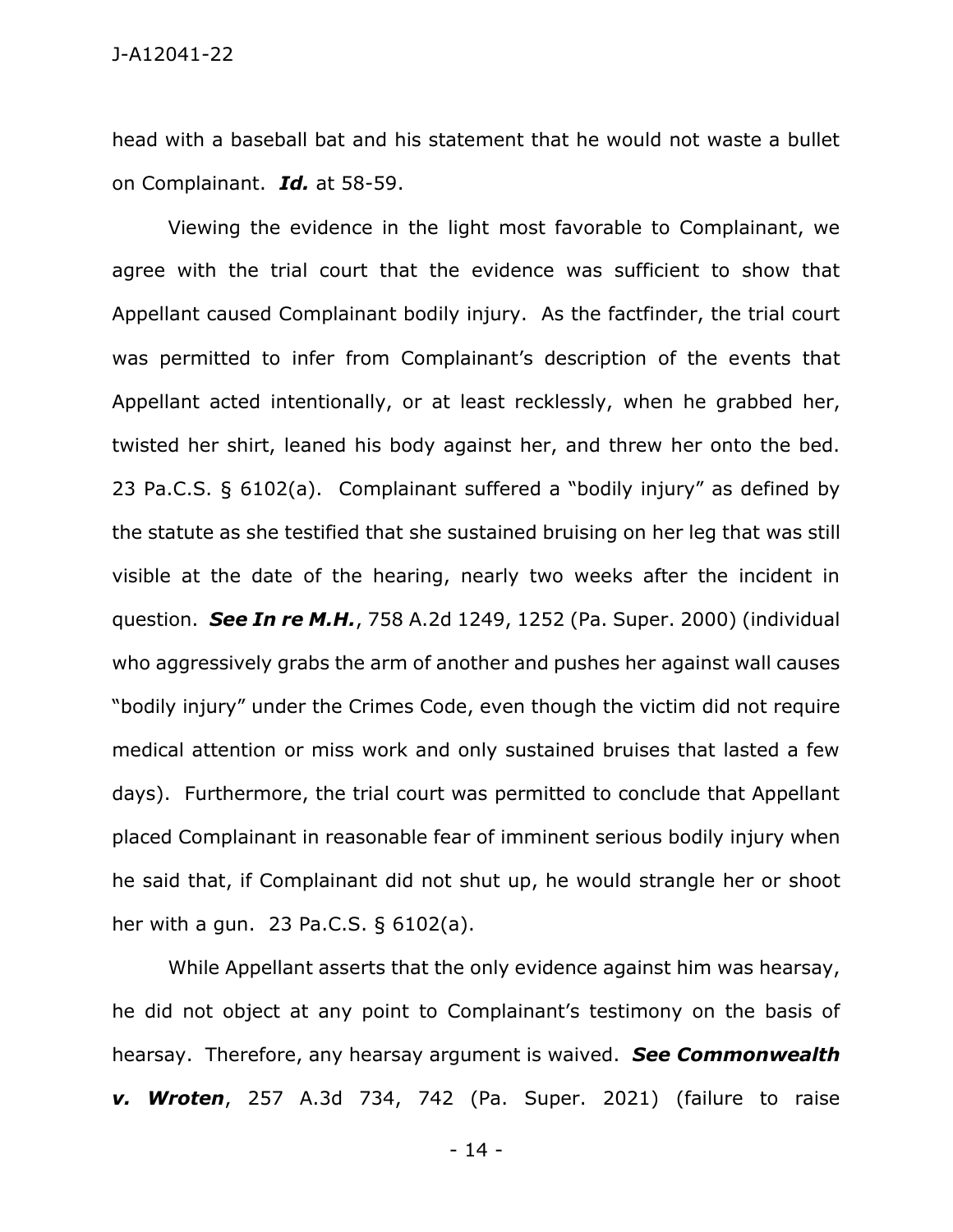head with a baseball bat and his statement that he would not waste a bullet on Complainant. ***Id.*** at 58-59.

Viewing the evidence in the light most favorable to Complainant, we agree with the trial court that the evidence was sufficient to show that Appellant caused Complainant bodily injury. As the factfinder, the trial court was permitted to infer from Complainant's description of the events that Appellant acted intentionally, or at least recklessly, when he grabbed her, twisted her shirt, leaned his body against her, and threw her onto the bed. 23 Pa.C.S. § 6102(a). Complainant suffered a "bodily injury" as defined by the statute as she testified that she sustained bruising on her leg that was still visible at the date of the hearing, nearly two weeks after the incident in question. ***See In re M.H.***, 758 A.2d 1249, 1252 (Pa. Super. 2000) (individual who aggressively grabs the arm of another and pushes her against wall causes "bodily injury" under the Crimes Code, even though the victim did not require medical attention or miss work and only sustained bruises that lasted a few days). Furthermore, the trial court was permitted to conclude that Appellant placed Complainant in reasonable fear of imminent serious bodily injury when he said that, if Complainant did not shut up, he would strangle her or shoot her with a gun. 23 Pa.C.S. § 6102(a).

While Appellant asserts that the only evidence against him was hearsay, he did not object at any point to Complainant's testimony on the basis of hearsay. Therefore, any hearsay argument is waived. ***See Commonwealth v. Wroten***, 257 A.3d 734, 742 (Pa. Super. 2021) (failure to raise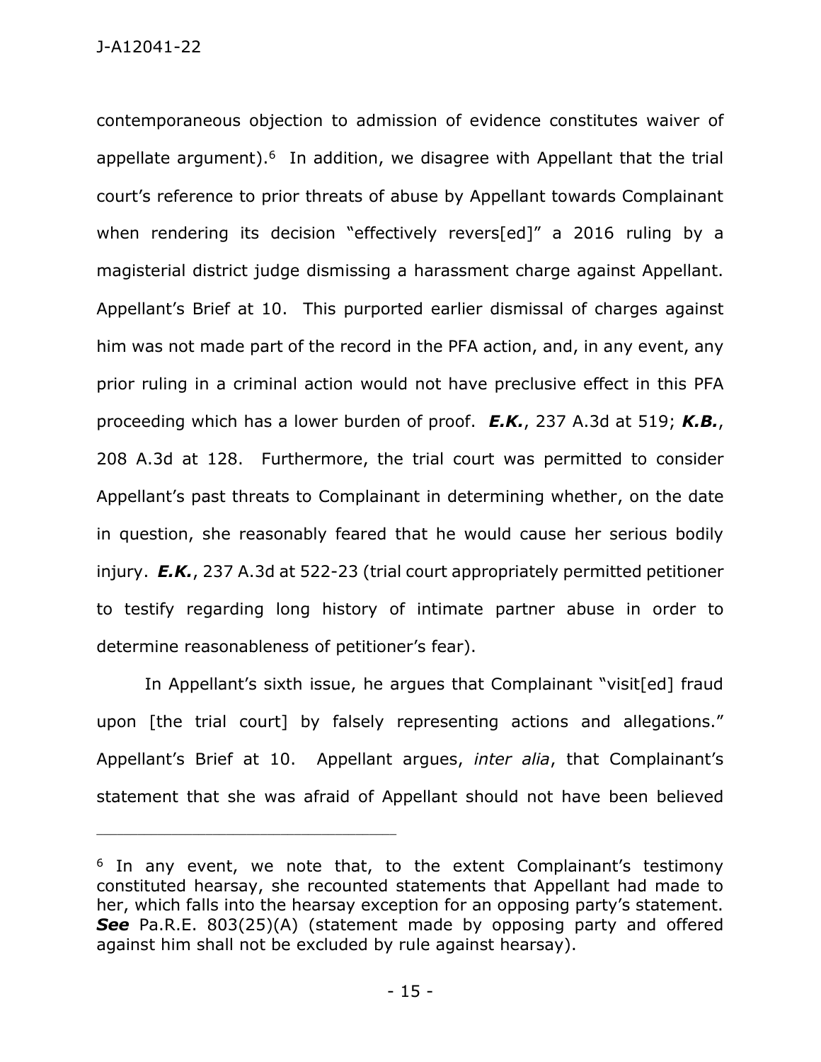contemporaneous objection to admission of evidence constitutes waiver of appellate argument).[6] In addition, we disagree with Appellant that the trial court's reference to prior threats of abuse by Appellant towards Complainant when rendering its decision "effectively revers[ed]" a 2016 ruling by a magisterial district judge dismissing a harassment charge against Appellant. Appellant's Brief at 10. This purported earlier dismissal of charges against him was not made part of the record in the PFA action, and, in any event, any prior ruling in a criminal action would not have preclusive effect in this PFA proceeding which has a lower burden of proof. ***E.K.***, 237 A.3d at 519; ***K.B.***, 208 A.3d at 128. Furthermore, the trial court was permitted to consider Appellant's past threats to Complainant in determining whether, on the date in question, she reasonably feared that he would cause her serious bodily injury. ***E.K.***, 237 A.3d at 522-23 (trial court appropriately permitted petitioner to testify regarding long history of intimate partner abuse in order to determine reasonableness of petitioner's fear).

In Appellant's sixth issue, he argues that Complainant "visit[ed] fraud upon [the trial court] by falsely representing actions and allegations." Appellant's Brief at 10. Appellant argues, *inter alia*, that Complainant's statement that she was afraid of Appellant should not have been believed

---

[6] In any event, we note that, to the extent Complainant's testimony constituted hearsay, she recounted statements that Appellant had made to her, which falls into the hearsay exception for an opposing party's statement. ***See*** Pa.R.E. 803(25)(A) (statement made by opposing party and offered against him shall not be excluded by rule against hearsay).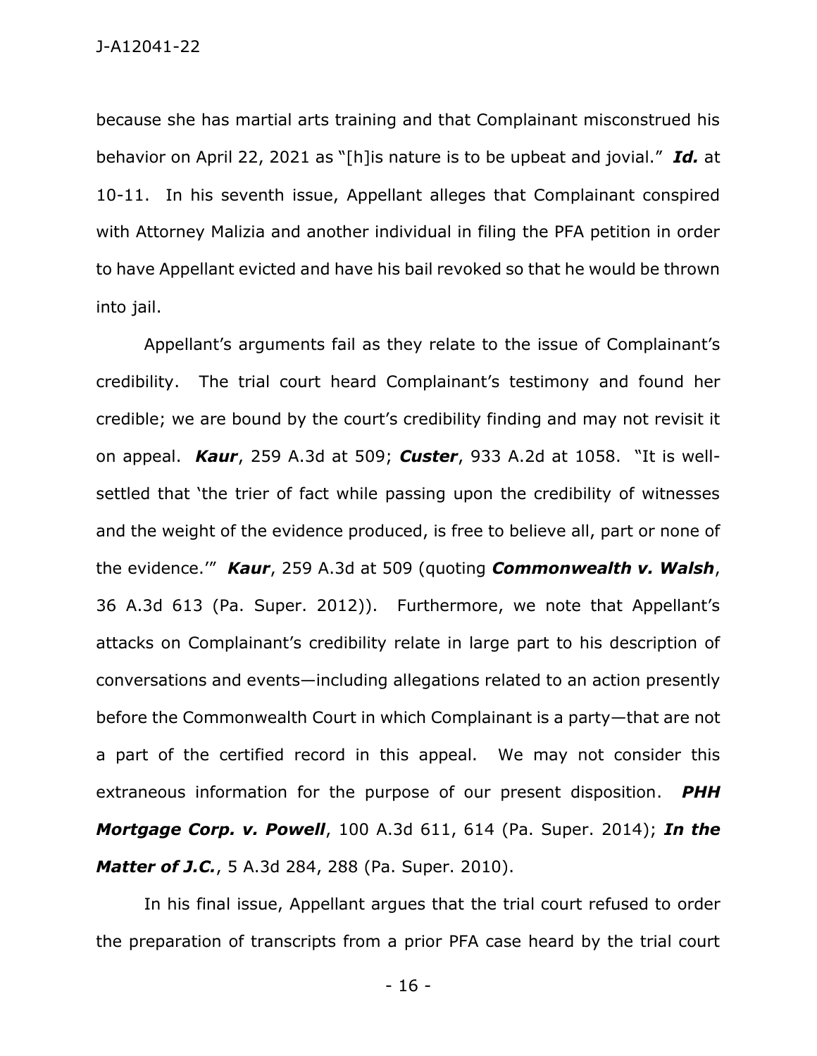because she has martial arts training and that Complainant misconstrued his behavior on April 22, 2021 as "[h]is nature is to be upbeat and jovial." ***Id.*** at 10-11. In his seventh issue, Appellant alleges that Complainant conspired with Attorney Malizia and another individual in filing the PFA petition in order to have Appellant evicted and have his bail revoked so that he would be thrown into jail.

Appellant's arguments fail as they relate to the issue of Complainant's credibility. The trial court heard Complainant's testimony and found her credible; we are bound by the court's credibility finding and may not revisit it on appeal. ***Kaur***, 259 A.3d at 509; ***Custer***, 933 A.2d at 1058. "It is well-settled that 'the trier of fact while passing upon the credibility of witnesses and the weight of the evidence produced, is free to believe all, part or none of the evidence.'" ***Kaur***, 259 A.3d at 509 (quoting ***Commonwealth v. Walsh***, 36 A.3d 613 (Pa. Super. 2012)). Furthermore, we note that Appellant's attacks on Complainant's credibility relate in large part to his description of conversations and events—including allegations related to an action presently before the Commonwealth Court in which Complainant is a party—that are not a part of the certified record in this appeal. We may not consider this extraneous information for the purpose of our present disposition. ***PHH Mortgage Corp. v. Powell***, 100 A.3d 611, 614 (Pa. Super. 2014); ***In the Matter of J.C.***, 5 A.3d 284, 288 (Pa. Super. 2010).

In his final issue, Appellant argues that the trial court refused to order the preparation of transcripts from a prior PFA case heard by the trial court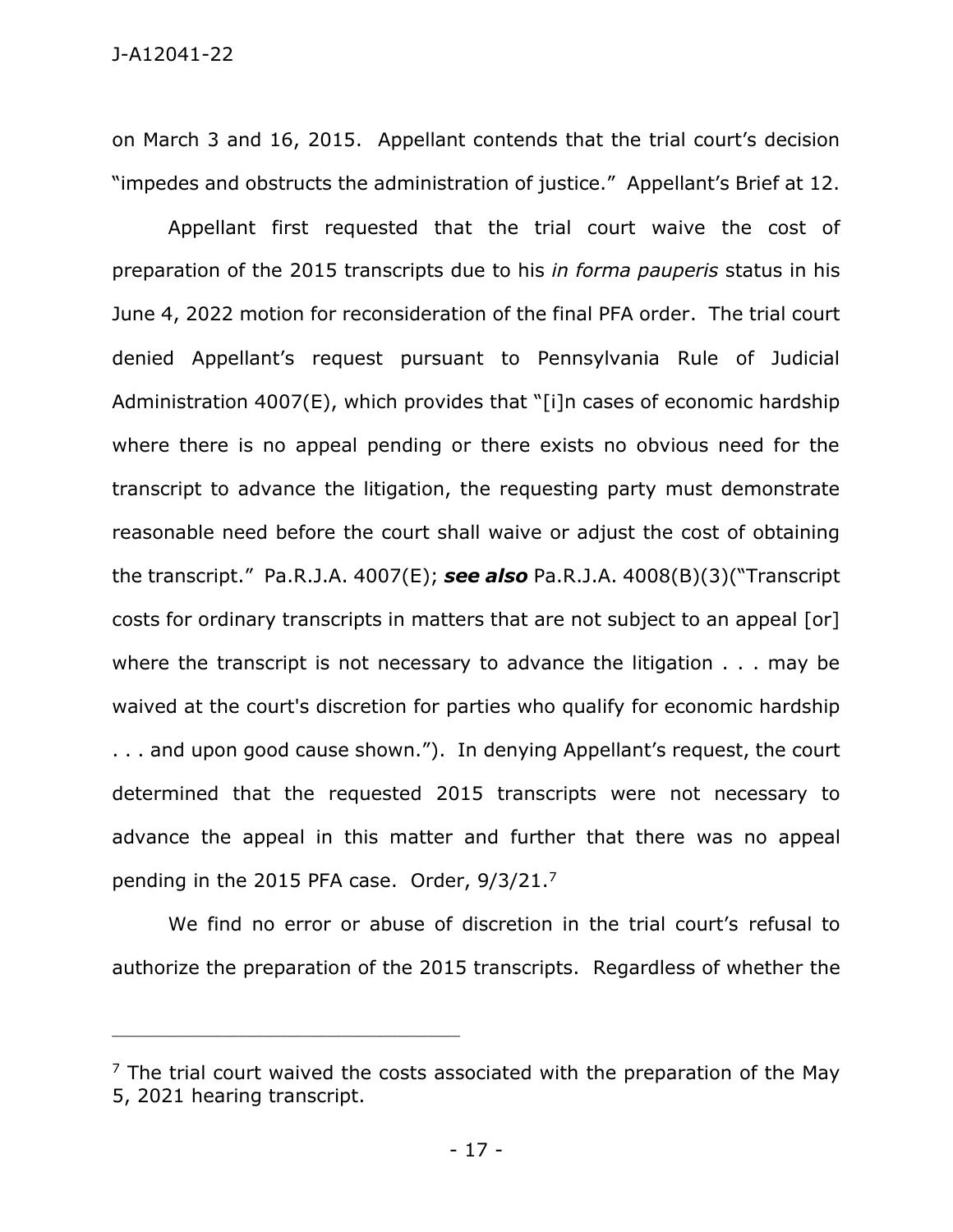on March 3 and 16, 2015. Appellant contends that the trial court's decision "impedes and obstructs the administration of justice." Appellant's Brief at 12.

Appellant first requested that the trial court waive the cost of preparation of the 2015 transcripts due to his *in forma pauperis* status in his June 4, 2022 motion for reconsideration of the final PFA order. The trial court denied Appellant's request pursuant to Pennsylvania Rule of Judicial Administration 4007(E), which provides that "[i]n cases of economic hardship where there is no appeal pending or there exists no obvious need for the transcript to advance the litigation, the requesting party must demonstrate reasonable need before the court shall waive or adjust the cost of obtaining the transcript." Pa.R.J.A. 4007(E); ***see also*** Pa.R.J.A. 4008(B)(3)("Transcript costs for ordinary transcripts in matters that are not subject to an appeal [or] where the transcript is not necessary to advance the litigation . . . may be waived at the court's discretion for parties who qualify for economic hardship . . . and upon good cause shown."). In denying Appellant's request, the court determined that the requested 2015 transcripts were not necessary to advance the appeal in this matter and further that there was no appeal pending in the 2015 PFA case. Order, 9/3/21.[7]

We find no error or abuse of discretion in the trial court's refusal to authorize the preparation of the 2015 transcripts. Regardless of whether the

---

[7] The trial court waived the costs associated with the preparation of the May 5, 2021 hearing transcript.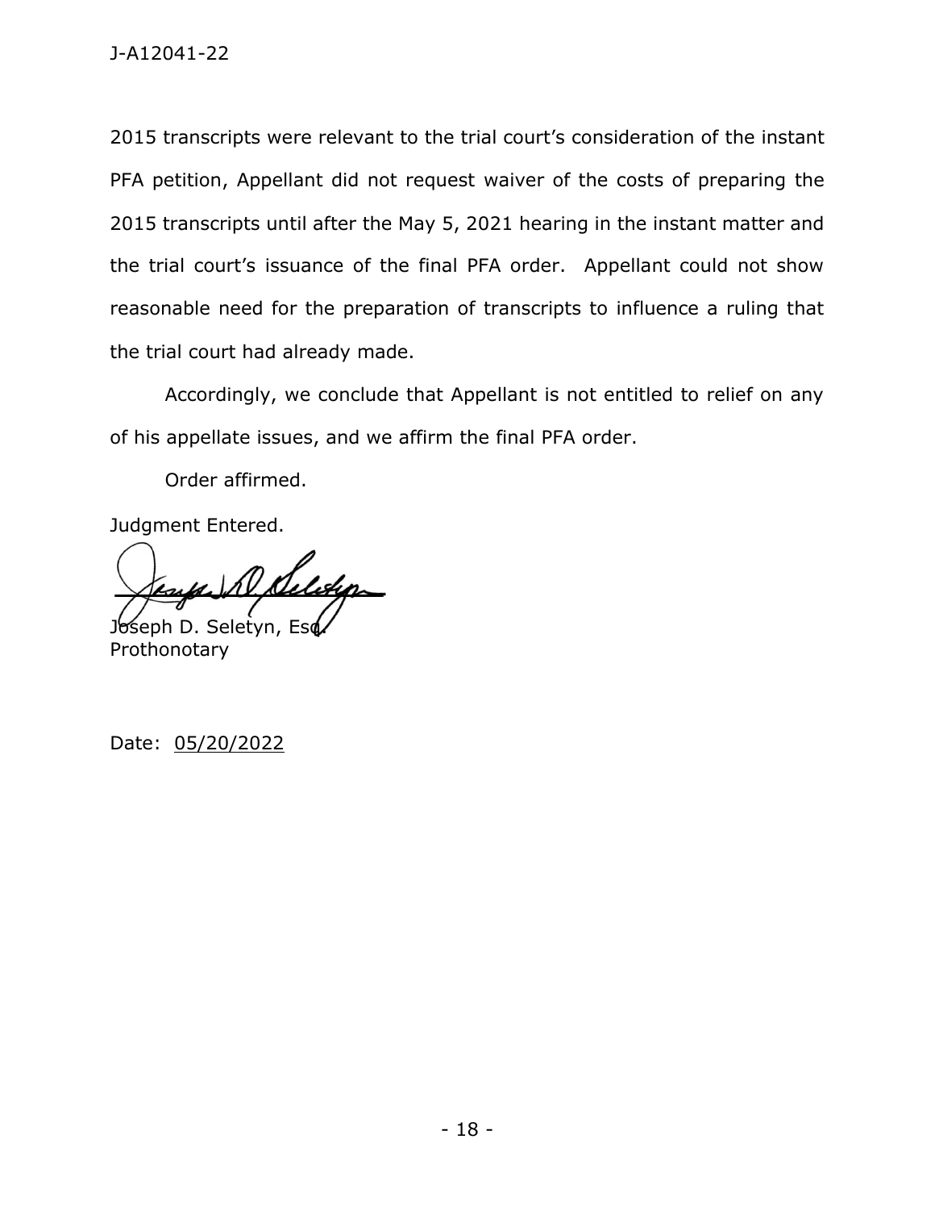2015 transcripts were relevant to the trial court's consideration of the instant PFA petition, Appellant did not request waiver of the costs of preparing the 2015 transcripts until after the May 5, 2021 hearing in the instant matter and the trial court's issuance of the final PFA order. Appellant could not show reasonable need for the preparation of transcripts to influence a ruling that the trial court had already made.

Accordingly, we conclude that Appellant is not entitled to relief on any of his appellate issues, and we affirm the final PFA order.

Order affirmed.

Judgment Entered.

Joseph D. Seletyn, Esq.
Prothonotary

Date: 05/20/2022